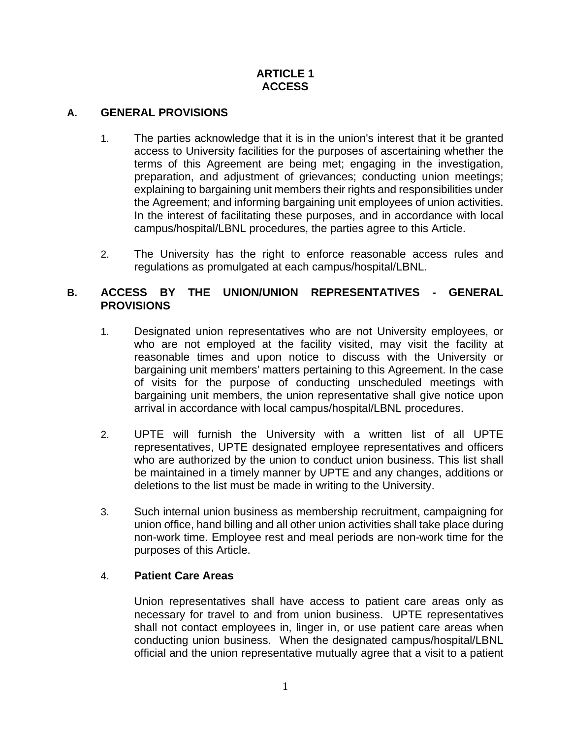# ARTICLE 1
# ACCESS

## A. GENERAL PROVISIONS

1. The parties acknowledge that it is in the union's interest that it be granted access to University facilities for the purposes of ascertaining whether the terms of this Agreement are being met; engaging in the investigation, preparation, and adjustment of grievances; conducting union meetings; explaining to bargaining unit members their rights and responsibilities under the Agreement; and informing bargaining unit employees of union activities. In the interest of facilitating these purposes, and in accordance with local campus/hospital/LBNL procedures, the parties agree to this Article.

2. The University has the right to enforce reasonable access rules and regulations as promulgated at each campus/hospital/LBNL.

## B. ACCESS BY THE UNION/UNION REPRESENTATIVES - GENERAL PROVISIONS

1. Designated union representatives who are not University employees, or who are not employed at the facility visited, may visit the facility at reasonable times and upon notice to discuss with the University or bargaining unit members' matters pertaining to this Agreement. In the case of visits for the purpose of conducting unscheduled meetings with bargaining unit members, the union representative shall give notice upon arrival in accordance with local campus/hospital/LBNL procedures.

2. UPTE will furnish the University with a written list of all UPTE representatives, UPTE designated employee representatives and officers who are authorized by the union to conduct union business. This list shall be maintained in a timely manner by UPTE and any changes, additions or deletions to the list must be made in writing to the University.

3. Such internal union business as membership recruitment, campaigning for union office, hand billing and all other union activities shall take place during non-work time. Employee rest and meal periods are non-work time for the purposes of this Article.

4. **Patient Care Areas**

   Union representatives shall have access to patient care areas only as necessary for travel to and from union business. UPTE representatives shall not contact employees in, linger in, or use patient care areas when conducting union business. When the designated campus/hospital/LBNL official and the union representative mutually agree that a visit to a patient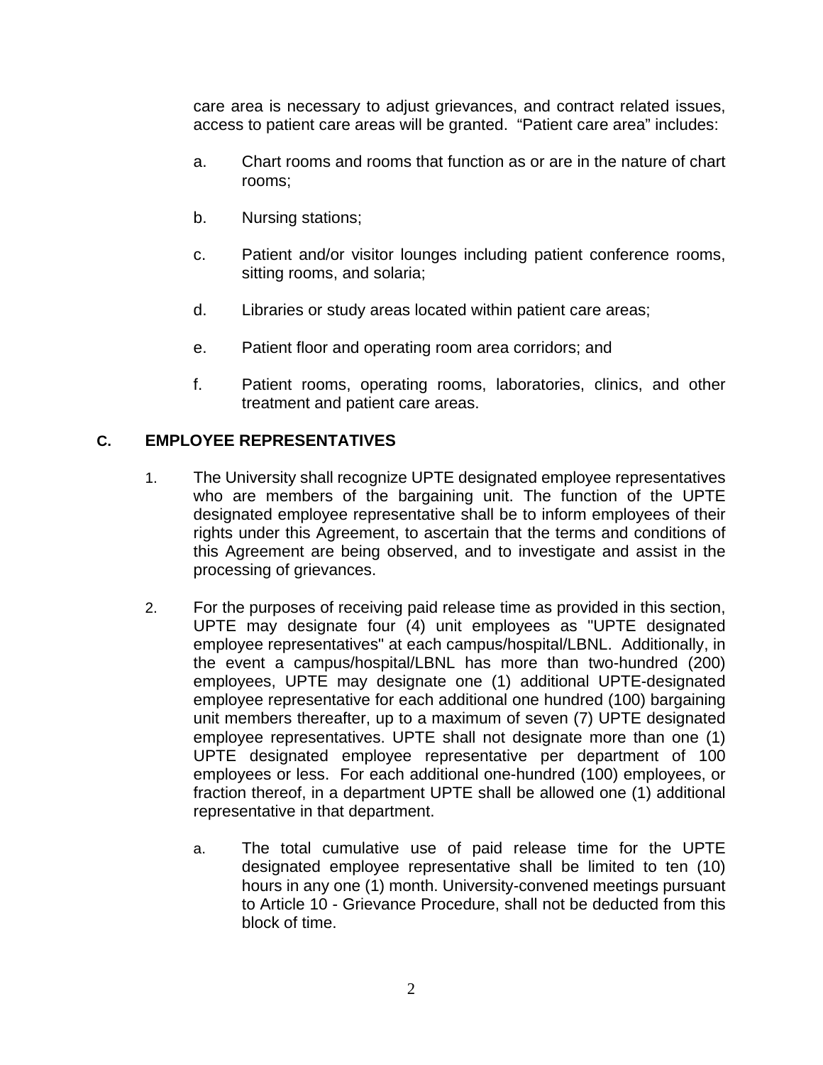care area is necessary to adjust grievances, and contract related issues, access to patient care areas will be granted. "Patient care area" includes:

a. Chart rooms and rooms that function as or are in the nature of chart rooms;

b. Nursing stations;

c. Patient and/or visitor lounges including patient conference rooms, sitting rooms, and solaria;

d. Libraries or study areas located within patient care areas;

e. Patient floor and operating room area corridors; and

f. Patient rooms, operating rooms, laboratories, clinics, and other treatment and patient care areas.

## C. EMPLOYEE REPRESENTATIVES

1. The University shall recognize UPTE designated employee representatives who are members of the bargaining unit. The function of the UPTE designated employee representative shall be to inform employees of their rights under this Agreement, to ascertain that the terms and conditions of this Agreement are being observed, and to investigate and assist in the processing of grievances.

2. For the purposes of receiving paid release time as provided in this section, UPTE may designate four (4) unit employees as "UPTE designated employee representatives" at each campus/hospital/LBNL. Additionally, in the event a campus/hospital/LBNL has more than two-hundred (200) employees, UPTE may designate one (1) additional UPTE-designated employee representative for each additional one hundred (100) bargaining unit members thereafter, up to a maximum of seven (7) UPTE designated employee representatives. UPTE shall not designate more than one (1) UPTE designated employee representative per department of 100 employees or less. For each additional one-hundred (100) employees, or fraction thereof, in a department UPTE shall be allowed one (1) additional representative in that department.

   a. The total cumulative use of paid release time for the UPTE designated employee representative shall be limited to ten (10) hours in any one (1) month. University-convened meetings pursuant to Article 10 - Grievance Procedure, shall not be deducted from this block of time.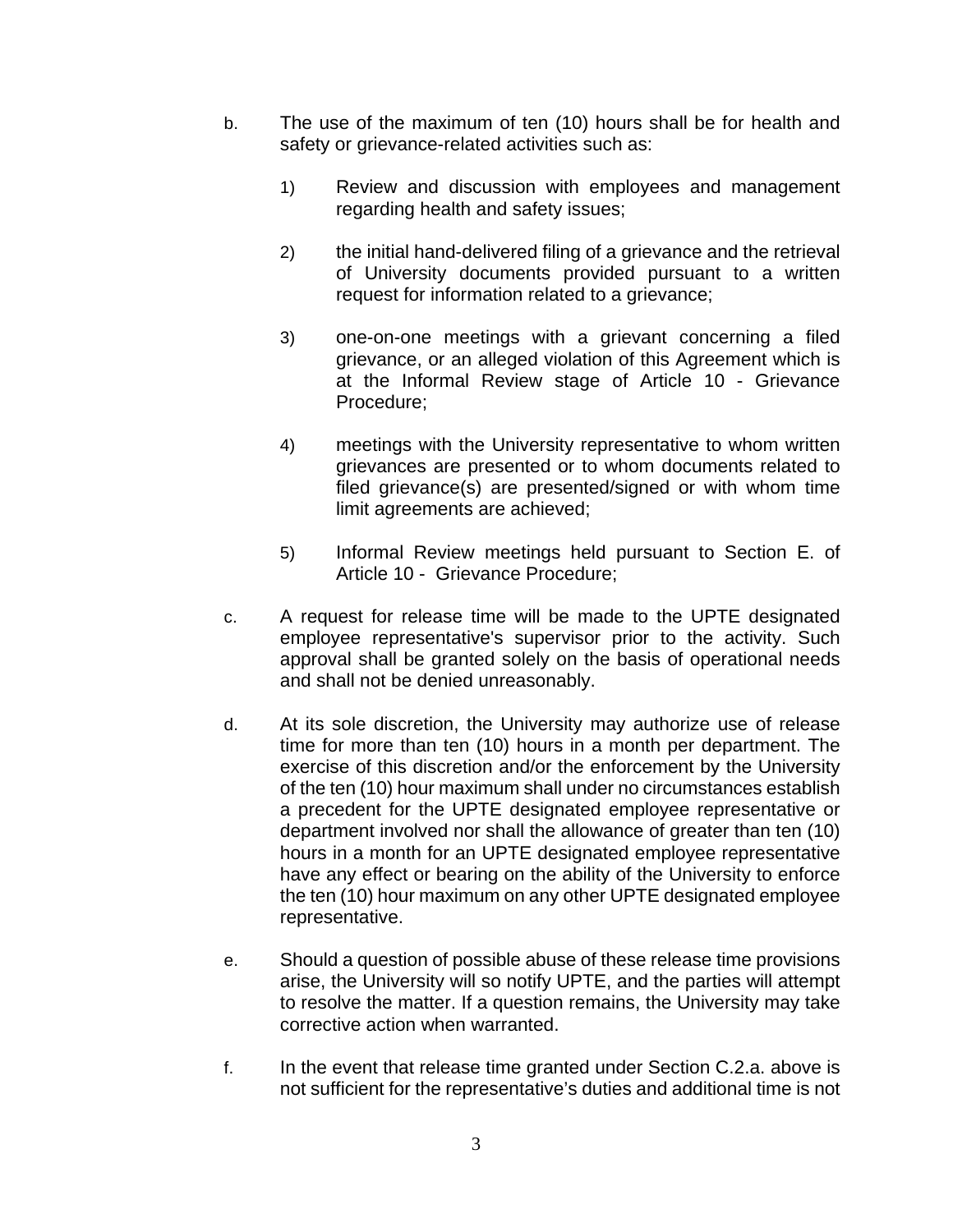b. The use of the maximum of ten (10) hours shall be for health and safety or grievance-related activities such as:

   1) Review and discussion with employees and management regarding health and safety issues;

   2) the initial hand-delivered filing of a grievance and the retrieval of University documents provided pursuant to a written request for information related to a grievance;

   3) one-on-one meetings with a grievant concerning a filed grievance, or an alleged violation of this Agreement which is at the Informal Review stage of Article 10 - Grievance Procedure;

   4) meetings with the University representative to whom written grievances are presented or to whom documents related to filed grievance(s) are presented/signed or with whom time limit agreements are achieved;

   5) Informal Review meetings held pursuant to Section E. of Article 10 - Grievance Procedure;

c. A request for release time will be made to the UPTE designated employee representative's supervisor prior to the activity. Such approval shall be granted solely on the basis of operational needs and shall not be denied unreasonably.

d. At its sole discretion, the University may authorize use of release time for more than ten (10) hours in a month per department. The exercise of this discretion and/or the enforcement by the University of the ten (10) hour maximum shall under no circumstances establish a precedent for the UPTE designated employee representative or department involved nor shall the allowance of greater than ten (10) hours in a month for an UPTE designated employee representative have any effect or bearing on the ability of the University to enforce the ten (10) hour maximum on any other UPTE designated employee representative.

e. Should a question of possible abuse of these release time provisions arise, the University will so notify UPTE, and the parties will attempt to resolve the matter. If a question remains, the University may take corrective action when warranted.

f. In the event that release time granted under Section C.2.a. above is not sufficient for the representative's duties and additional time is not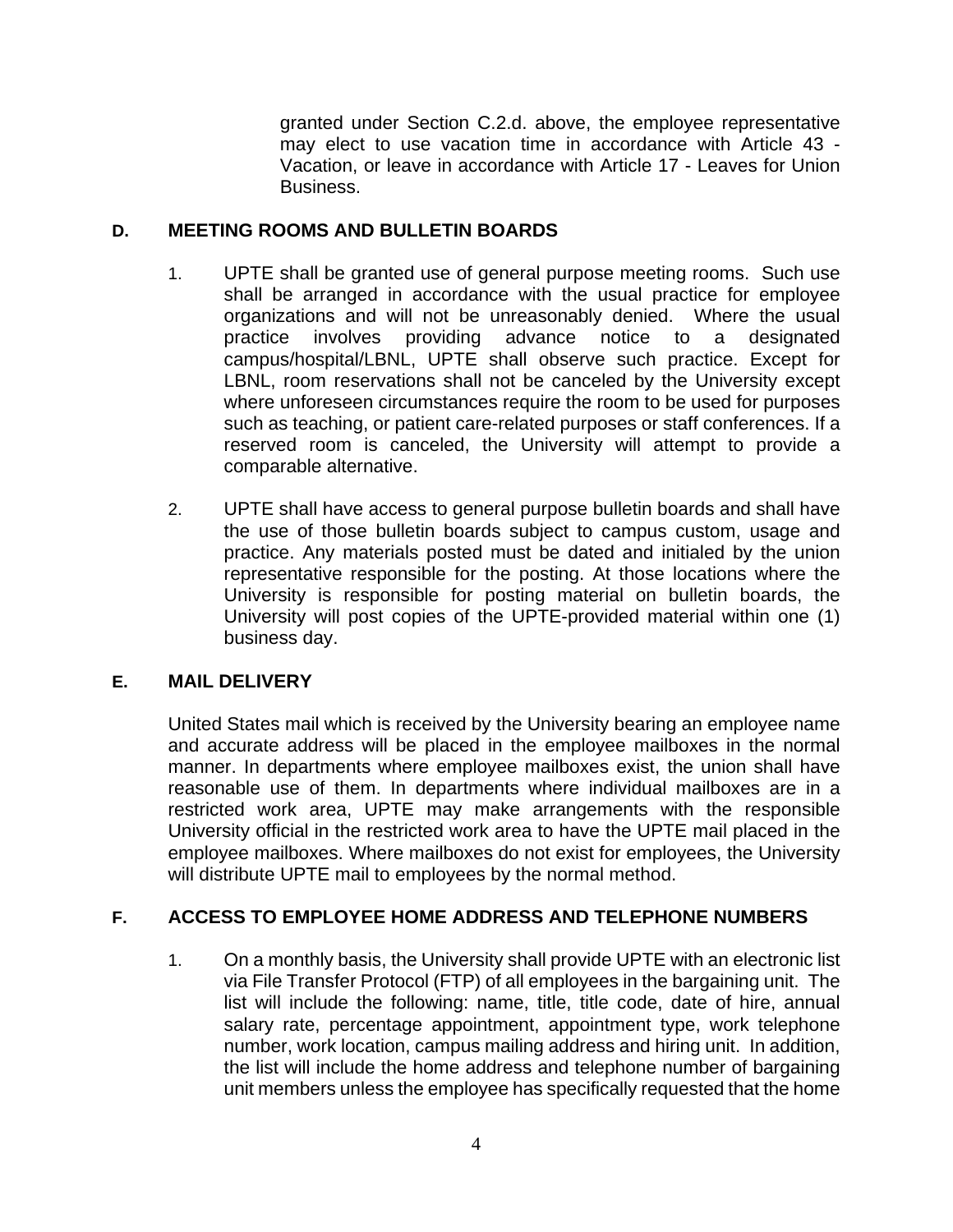granted under Section C.2.d. above, the employee representative may elect to use vacation time in accordance with Article 43 - Vacation, or leave in accordance with Article 17 - Leaves for Union Business.

**D. MEETING ROOMS AND BULLETIN BOARDS**

1. UPTE shall be granted use of general purpose meeting rooms. Such use shall be arranged in accordance with the usual practice for employee organizations and will not be unreasonably denied. Where the usual practice involves providing advance notice to a designated campus/hospital/LBNL, UPTE shall observe such practice. Except for LBNL, room reservations shall not be canceled by the University except where unforeseen circumstances require the room to be used for purposes such as teaching, or patient care-related purposes or staff conferences. If a reserved room is canceled, the University will attempt to provide a comparable alternative.

2. UPTE shall have access to general purpose bulletin boards and shall have the use of those bulletin boards subject to campus custom, usage and practice. Any materials posted must be dated and initialed by the union representative responsible for the posting. At those locations where the University is responsible for posting material on bulletin boards, the University will post copies of the UPTE-provided material within one (1) business day.

**E. MAIL DELIVERY**

United States mail which is received by the University bearing an employee name and accurate address will be placed in the employee mailboxes in the normal manner. In departments where employee mailboxes exist, the union shall have reasonable use of them. In departments where individual mailboxes are in a restricted work area, UPTE may make arrangements with the responsible University official in the restricted work area to have the UPTE mail placed in the employee mailboxes. Where mailboxes do not exist for employees, the University will distribute UPTE mail to employees by the normal method.

**F. ACCESS TO EMPLOYEE HOME ADDRESS AND TELEPHONE NUMBERS**

1. On a monthly basis, the University shall provide UPTE with an electronic list via File Transfer Protocol (FTP) of all employees in the bargaining unit. The list will include the following: name, title, title code, date of hire, annual salary rate, percentage appointment, appointment type, work telephone number, work location, campus mailing address and hiring unit. In addition, the list will include the home address and telephone number of bargaining unit members unless the employee has specifically requested that the home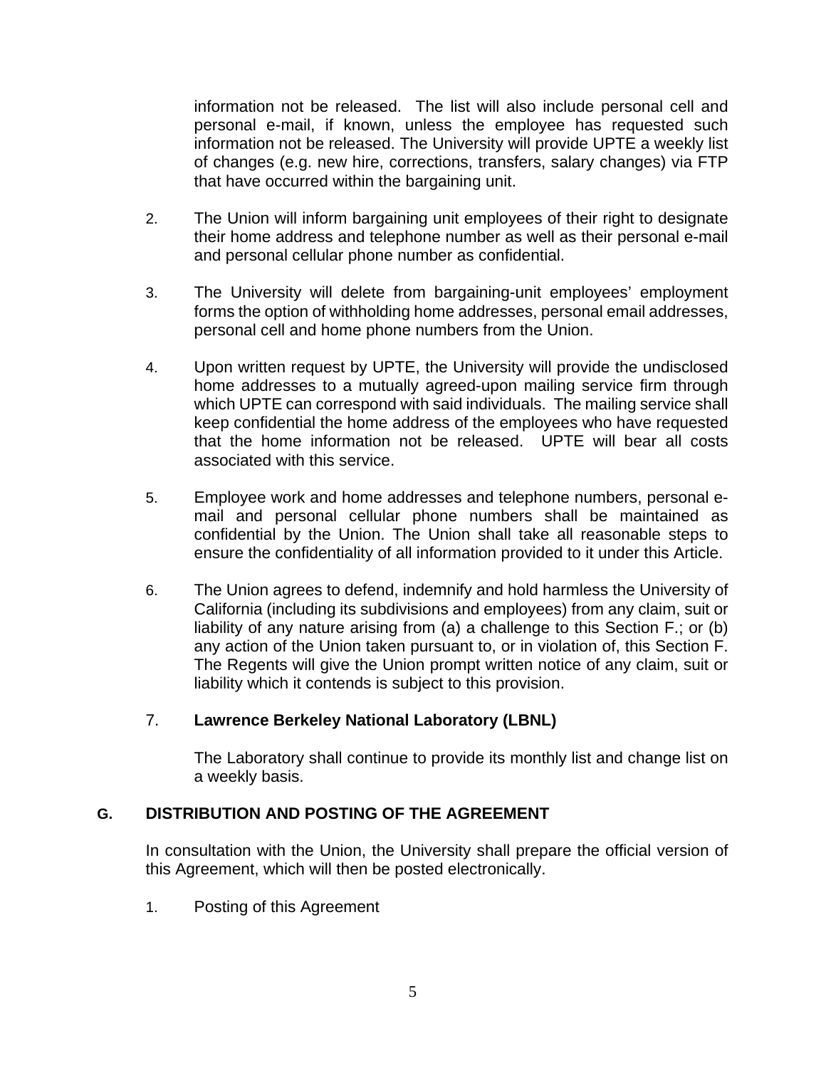information not be released. The list will also include personal cell and personal e-mail, if known, unless the employee has requested such information not be released. The University will provide UPTE a weekly list of changes (e.g. new hire, corrections, transfers, salary changes) via FTP that have occurred within the bargaining unit.

2. The Union will inform bargaining unit employees of their right to designate their home address and telephone number as well as their personal e-mail and personal cellular phone number as confidential.

3. The University will delete from bargaining-unit employees' employment forms the option of withholding home addresses, personal email addresses, personal cell and home phone numbers from the Union.

4. Upon written request by UPTE, the University will provide the undisclosed home addresses to a mutually agreed-upon mailing service firm through which UPTE can correspond with said individuals. The mailing service shall keep confidential the home address of the employees who have requested that the home information not be released. UPTE will bear all costs associated with this service.

5. Employee work and home addresses and telephone numbers, personal e-mail and personal cellular phone numbers shall be maintained as confidential by the Union. The Union shall take all reasonable steps to ensure the confidentiality of all information provided to it under this Article.

6. The Union agrees to defend, indemnify and hold harmless the University of California (including its subdivisions and employees) from any claim, suit or liability of any nature arising from (a) a challenge to this Section F.; or (b) any action of the Union taken pursuant to, or in violation of, this Section F. The Regents will give the Union prompt written notice of any claim, suit or liability which it contends is subject to this provision.

7. **Lawrence Berkeley National Laboratory (LBNL)**

   The Laboratory shall continue to provide its monthly list and change list on a weekly basis.

## G. DISTRIBUTION AND POSTING OF THE AGREEMENT

In consultation with the Union, the University shall prepare the official version of this Agreement, which will then be posted electronically.

1. Posting of this Agreement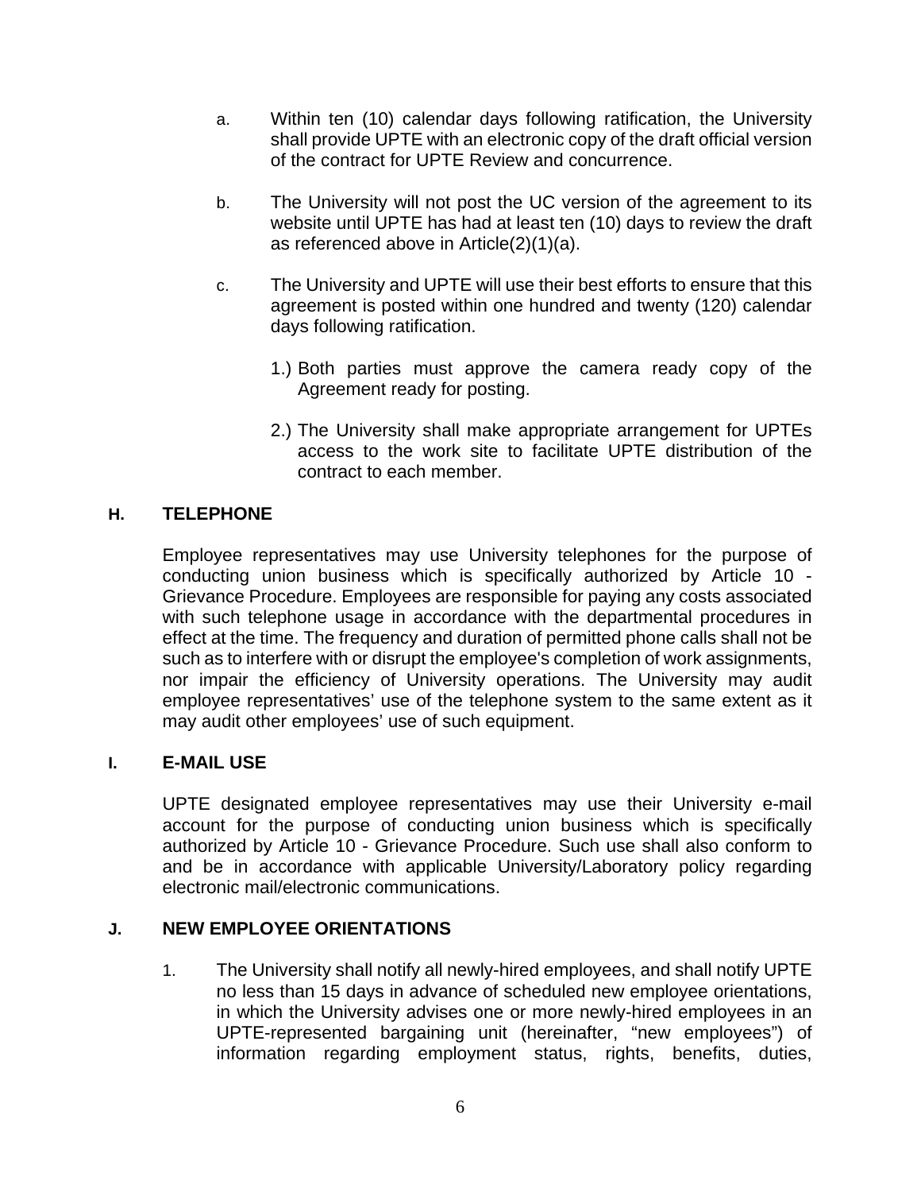a. Within ten (10) calendar days following ratification, the University shall provide UPTE with an electronic copy of the draft official version of the contract for UPTE Review and concurrence.

b. The University will not post the UC version of the agreement to its website until UPTE has had at least ten (10) days to review the draft as referenced above in Article(2)(1)(a).

c. The University and UPTE will use their best efforts to ensure that this agreement is posted within one hundred and twenty (120) calendar days following ratification.

   1.) Both parties must approve the camera ready copy of the Agreement ready for posting.

   2.) The University shall make appropriate arrangement for UPTEs access to the work site to facilitate UPTE distribution of the contract to each member.

**H. TELEPHONE**

Employee representatives may use University telephones for the purpose of conducting union business which is specifically authorized by Article 10 - Grievance Procedure. Employees are responsible for paying any costs associated with such telephone usage in accordance with the departmental procedures in effect at the time. The frequency and duration of permitted phone calls shall not be such as to interfere with or disrupt the employee's completion of work assignments, nor impair the efficiency of University operations. The University may audit employee representatives' use of the telephone system to the same extent as it may audit other employees' use of such equipment.

**I. E-MAIL USE**

UPTE designated employee representatives may use their University e-mail account for the purpose of conducting union business which is specifically authorized by Article 10 - Grievance Procedure. Such use shall also conform to and be in accordance with applicable University/Laboratory policy regarding electronic mail/electronic communications.

**J. NEW EMPLOYEE ORIENTATIONS**

1. The University shall notify all newly-hired employees, and shall notify UPTE no less than 15 days in advance of scheduled new employee orientations, in which the University advises one or more newly-hired employees in an UPTE-represented bargaining unit (hereinafter, "new employees") of information regarding employment status, rights, benefits, duties,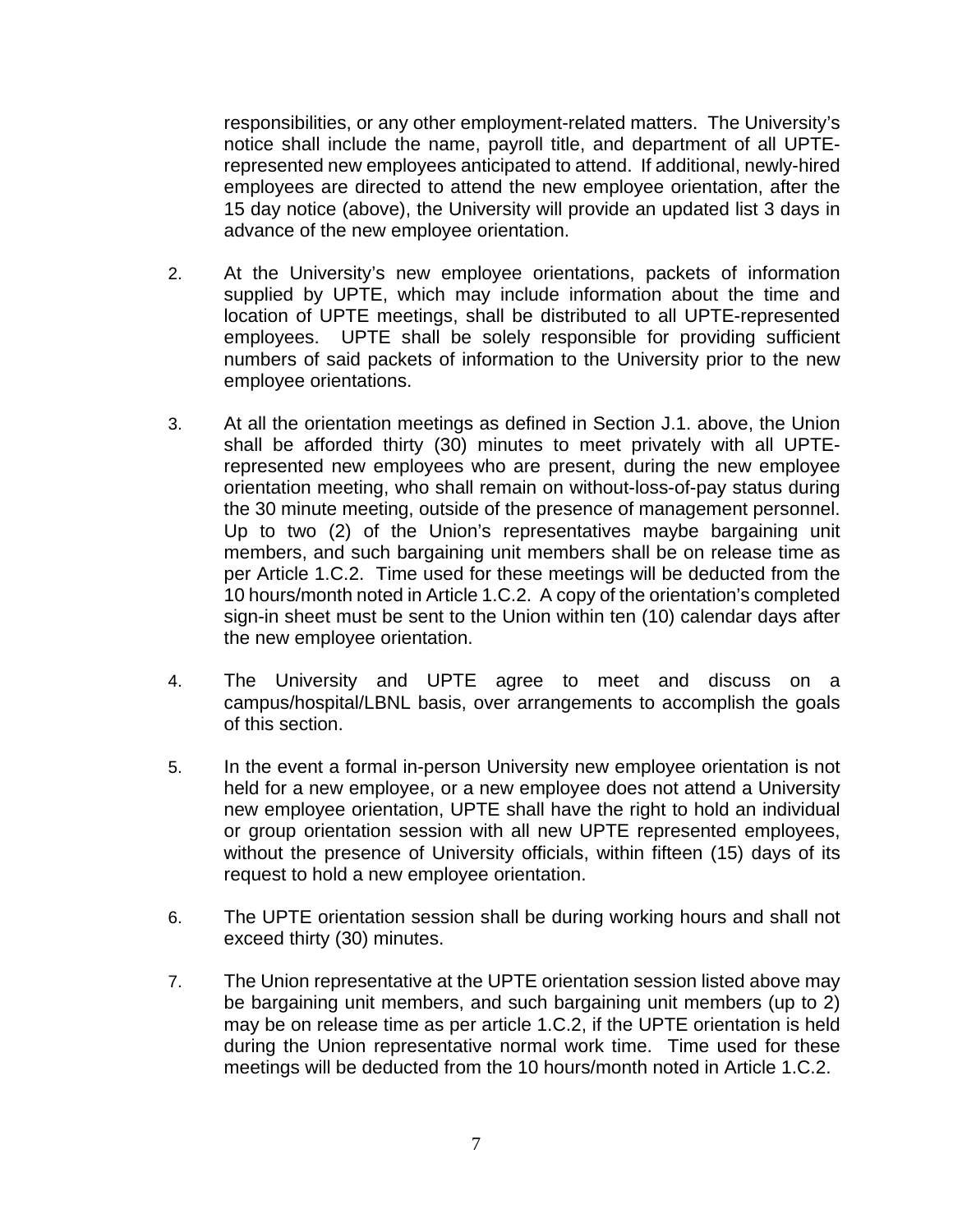responsibilities, or any other employment-related matters. The University's notice shall include the name, payroll title, and department of all UPTE-represented new employees anticipated to attend. If additional, newly-hired employees are directed to attend the new employee orientation, after the 15 day notice (above), the University will provide an updated list 3 days in advance of the new employee orientation.

2. At the University's new employee orientations, packets of information supplied by UPTE, which may include information about the time and location of UPTE meetings, shall be distributed to all UPTE-represented employees. UPTE shall be solely responsible for providing sufficient numbers of said packets of information to the University prior to the new employee orientations.

3. At all the orientation meetings as defined in Section J.1. above, the Union shall be afforded thirty (30) minutes to meet privately with all UPTE-represented new employees who are present, during the new employee orientation meeting, who shall remain on without-loss-of-pay status during the 30 minute meeting, outside of the presence of management personnel. Up to two (2) of the Union's representatives maybe bargaining unit members, and such bargaining unit members shall be on release time as per Article 1.C.2. Time used for these meetings will be deducted from the 10 hours/month noted in Article 1.C.2. A copy of the orientation's completed sign-in sheet must be sent to the Union within ten (10) calendar days after the new employee orientation.

4. The University and UPTE agree to meet and discuss on a campus/hospital/LBNL basis, over arrangements to accomplish the goals of this section.

5. In the event a formal in-person University new employee orientation is not held for a new employee, or a new employee does not attend a University new employee orientation, UPTE shall have the right to hold an individual or group orientation session with all new UPTE represented employees, without the presence of University officials, within fifteen (15) days of its request to hold a new employee orientation.

6. The UPTE orientation session shall be during working hours and shall not exceed thirty (30) minutes.

7. The Union representative at the UPTE orientation session listed above may be bargaining unit members, and such bargaining unit members (up to 2) may be on release time as per article 1.C.2, if the UPTE orientation is held during the Union representative normal work time. Time used for these meetings will be deducted from the 10 hours/month noted in Article 1.C.2.